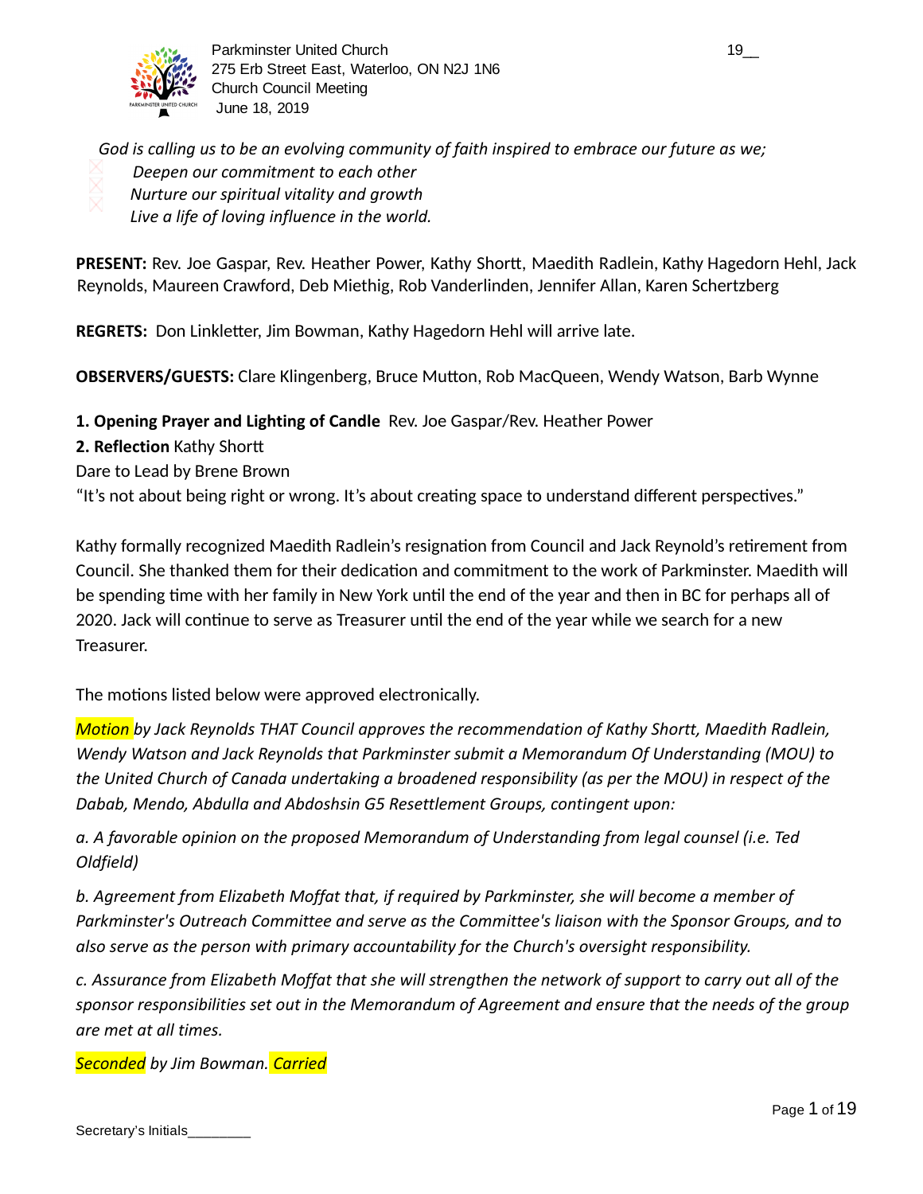Parkminster United Church
275 Erb Street East, Waterloo, ON N2J 1N6
Church Council Meeting
June 18, 2019

19__

*God is calling us to be an evolving community of faith inspired to embrace our future as we;*
- *Deepen our commitment to each other*
- *Nurture our spiritual vitality and growth*
- *Live a life of loving influence in the world.*

**PRESENT:** Rev. Joe Gaspar, Rev. Heather Power, Kathy Shortt, Maedith Radlein, Kathy Hagedorn Hehl, Jack Reynolds, Maureen Crawford, Deb Miethig, Rob Vanderlinden, Jennifer Allan, Karen Schertzberg

**REGRETS:** Don Linkletter, Jim Bowman, Kathy Hagedorn Hehl will arrive late.

**OBSERVERS/GUESTS:** Clare Klingenberg, Bruce Mutton, Rob MacQueen, Wendy Watson, Barb Wynne

**1. Opening Prayer and Lighting of Candle** Rev. Joe Gaspar/Rev. Heather Power

**2. Reflection** Kathy Shortt

Dare to Lead by Brene Brown

"It's not about being right or wrong. It's about creating space to understand different perspectives."

Kathy formally recognized Maedith Radlein's resignation from Council and Jack Reynold's retirement from Council. She thanked them for their dedication and commitment to the work of Parkminster. Maedith will be spending time with her family in New York until the end of the year and then in BC for perhaps all of 2020. Jack will continue to serve as Treasurer until the end of the year while we search for a new Treasurer.

The motions listed below were approved electronically.

*Motion by Jack Reynolds THAT Council approves the recommendation of Kathy Shortt, Maedith Radlein, Wendy Watson and Jack Reynolds that Parkminster submit a Memorandum Of Understanding (MOU) to the United Church of Canada undertaking a broadened responsibility (as per the MOU) in respect of the Dabab, Mendo, Abdulla and Abdoshsin G5 Resettlement Groups, contingent upon:*

*a. A favorable opinion on the proposed Memorandum of Understanding from legal counsel (i.e. Ted Oldfield)*

*b. Agreement from Elizabeth Moffat that, if required by Parkminster, she will become a member of Parkminster's Outreach Committee and serve as the Committee's liaison with the Sponsor Groups, and to also serve as the person with primary accountability for the Church's oversight responsibility.*

*c. Assurance from Elizabeth Moffat that she will strengthen the network of support to carry out all of the sponsor responsibilities set out in the Memorandum of Agreement and ensure that the needs of the group are met at all times.*

*Seconded by Jim Bowman. Carried*

Secretary's Initials________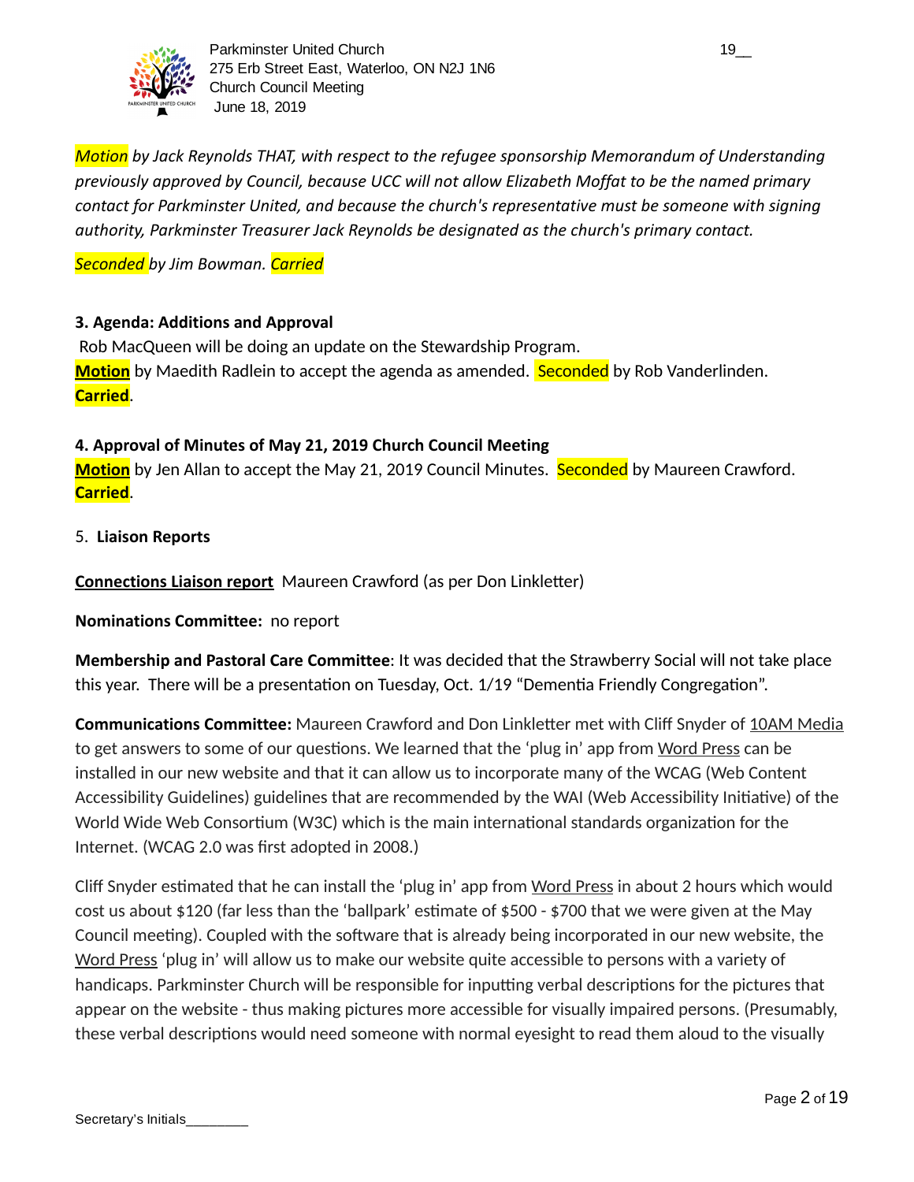*Motion by Jack Reynolds THAT, with respect to the refugee sponsorship Memorandum of Understanding previously approved by Council, because UCC will not allow Elizabeth Moffat to be the named primary contact for Parkminster United, and because the church's representative must be someone with signing authority, Parkminster Treasurer Jack Reynolds be designated as the church's primary contact.*

*Seconded by Jim Bowman. Carried*

**3. Agenda: Additions and Approval**

Rob MacQueen will be doing an update on the Stewardship Program.

**Motion** by Maedith Radlein to accept the agenda as amended. Seconded by Rob Vanderlinden. **Carried**.

**4. Approval of Minutes of May 21, 2019 Church Council Meeting**

**Motion** by Jen Allan to accept the May 21, 2019 Council Minutes. Seconded by Maureen Crawford. **Carried**.

5. **Liaison Reports**

**Connections Liaison report** Maureen Crawford (as per Don Linkletter)

**Nominations Committee:** no report

**Membership and Pastoral Care Committee**: It was decided that the Strawberry Social will not take place this year. There will be a presentation on Tuesday, Oct. 1/19 "Dementia Friendly Congregation".

**Communications Committee:** Maureen Crawford and Don Linkletter met with Cliff Snyder of 10AM Media to get answers to some of our questions. We learned that the 'plug in' app from Word Press can be installed in our new website and that it can allow us to incorporate many of the WCAG (Web Content Accessibility Guidelines) guidelines that are recommended by the WAI (Web Accessibility Initiative) of the World Wide Web Consortium (W3C) which is the main international standards organization for the Internet. (WCAG 2.0 was first adopted in 2008.)

Cliff Snyder estimated that he can install the 'plug in' app from Word Press in about 2 hours which would cost us about $120 (far less than the 'ballpark' estimate of $500 - $700 that we were given at the May Council meeting). Coupled with the software that is already being incorporated in our new website, the Word Press 'plug in' will allow us to make our website quite accessible to persons with a variety of handicaps. Parkminster Church will be responsible for inputting verbal descriptions for the pictures that appear on the website - thus making pictures more accessible for visually impaired persons. (Presumably, these verbal descriptions would need someone with normal eyesight to read them aloud to the visually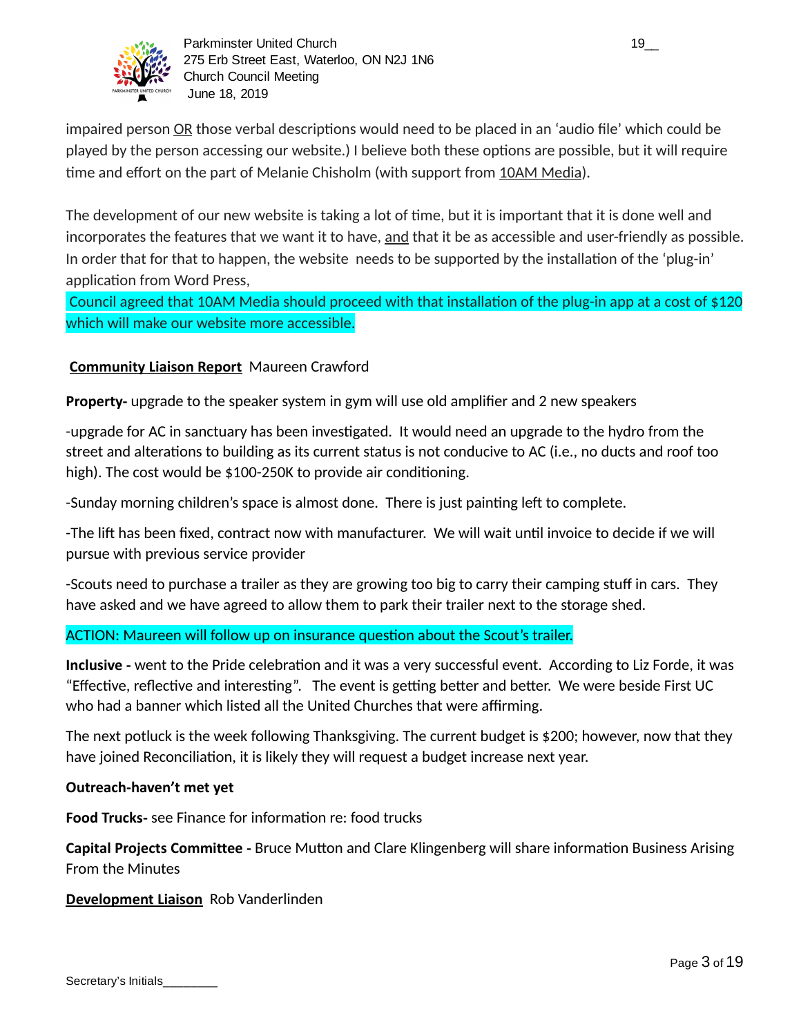impaired person OR those verbal descriptions would need to be placed in an 'audio file' which could be played by the person accessing our website.) I believe both these options are possible, but it will require time and effort on the part of Melanie Chisholm (with support from 10AM Media).

The development of our new website is taking a lot of time, but it is important that it is done well and incorporates the features that we want it to have, and that it be as accessible and user-friendly as possible. In order that for that to happen, the website needs to be supported by the installation of the 'plug-in' application from Word Press,

Council agreed that 10AM Media should proceed with that installation of the plug-in app at a cost of $120 which will make our website more accessible.

**Community Liaison Report** Maureen Crawford

**Property-** upgrade to the speaker system in gym will use old amplifier and 2 new speakers

-upgrade for AC in sanctuary has been investigated. It would need an upgrade to the hydro from the street and alterations to building as its current status is not conducive to AC (i.e., no ducts and roof too high). The cost would be $100-250K to provide air conditioning.

-Sunday morning children's space is almost done. There is just painting left to complete.

-The lift has been fixed, contract now with manufacturer. We will wait until invoice to decide if we will pursue with previous service provider

-Scouts need to purchase a trailer as they are growing too big to carry their camping stuff in cars. They have asked and we have agreed to allow them to park their trailer next to the storage shed.

ACTION: Maureen will follow up on insurance question about the Scout's trailer.

**Inclusive -** went to the Pride celebration and it was a very successful event. According to Liz Forde, it was "Effective, reflective and interesting". The event is getting better and better. We were beside First UC who had a banner which listed all the United Churches that were affirming.

The next potluck is the week following Thanksgiving. The current budget is $200; however, now that they have joined Reconciliation, it is likely they will request a budget increase next year.

**Outreach-haven't met yet**

**Food Trucks-** see Finance for information re: food trucks

**Capital Projects Committee -** Bruce Mutton and Clare Klingenberg will share information Business Arising From the Minutes

**Development Liaison** Rob Vanderlinden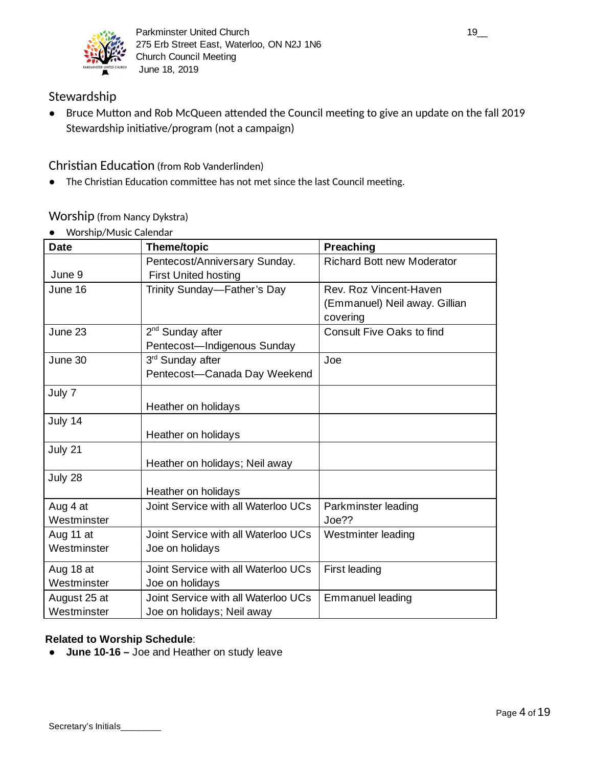## Stewardship

- Bruce Mutton and Rob McQueen attended the Council meeting to give an update on the fall 2019 Stewardship initiative/program (not a campaign)

## Christian Education (from Rob Vanderlinden)

- The Christian Education committee has not met since the last Council meeting.

## Worship (from Nancy Dykstra)

- Worship/Music Calendar

| Date | Theme/topic | Preaching |
|---|---|---|
| June 9 | Pentecost/Anniversary Sunday. First United hosting | Richard Bott new Moderator |
| June 16 | Trinity Sunday—Father's Day | Rev. Roz Vincent-Haven (Emmanuel) Neil away. Gillian covering |
| June 23 | 2nd Sunday after Pentecost—Indigenous Sunday | Consult Five Oaks to find |
| June 30 | 3rd Sunday after Pentecost—Canada Day Weekend | Joe |
| July 7 | Heather on holidays | |
| July 14 | Heather on holidays | |
| July 21 | Heather on holidays; Neil away | |
| July 28 | Heather on holidays | |
| Aug 4 at Westminster | Joint Service with all Waterloo UCs | Parkminster leading Joe?? |
| Aug 11 at Westminster | Joint Service with all Waterloo UCs Joe on holidays | Westminter leading |
| Aug 18 at Westminster | Joint Service with all Waterloo UCs Joe on holidays | First leading |
| August 25 at Westminster | Joint Service with all Waterloo UCs Joe on holidays; Neil away | Emmanuel leading |

**Related to Worship Schedule**:

- **June 10-16 –** Joe and Heather on study leave

Secretary's Initials________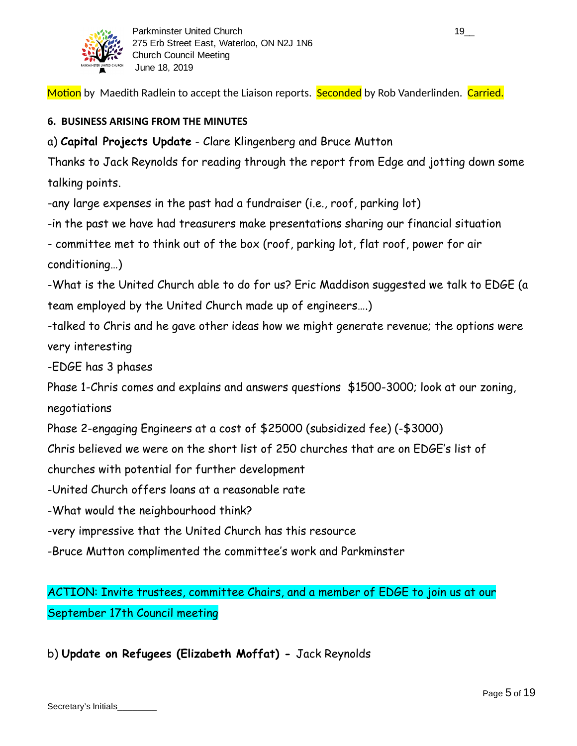Motion by  Maedith Radlein to accept the Liaison reports.  Seconded by Rob Vanderlinden.  Carried.

**6.  BUSINESS ARISING FROM THE MINUTES**

a) **Capital Projects Update** - Clare Klingenberg and Bruce Mutton

Thanks to Jack Reynolds for reading through the report from Edge and jotting down some talking points.

-any large expenses in the past had a fundraiser (i.e., roof, parking lot)

-in the past we have had treasurers make presentations sharing our financial situation

- committee met to think out of the box (roof, parking lot, flat roof, power for air conditioning…)

-What is the United Church able to do for us? Eric Maddison suggested we talk to EDGE (a team employed by the United Church made up of engineers….)

-talked to Chris and he gave other ideas how we might generate revenue; the options were very interesting

-EDGE has 3 phases

Phase 1-Chris comes and explains and answers questions  $1500-3000; look at our zoning, negotiations

Phase 2-engaging Engineers at a cost of $25000 (subsidized fee) (-$3000)

Chris believed we were on the short list of 250 churches that are on EDGE's list of churches with potential for further development

-United Church offers loans at a reasonable rate

-What would the neighbourhood think?

-very impressive that the United Church has this resource

-Bruce Mutton complimented the committee's work and Parkminster

ACTION: Invite trustees, committee Chairs, and a member of EDGE to join us at our September 17th Council meeting

b) **Update on Refugees (Elizabeth Moffat) -** Jack Reynolds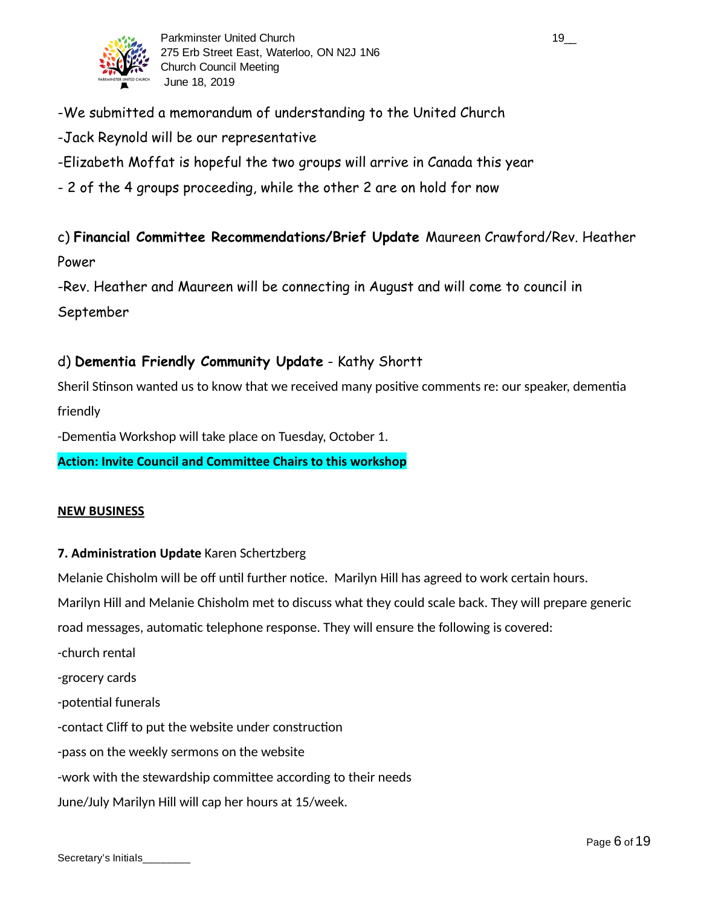-We submitted a memorandum of understanding to the United Church

-Jack Reynold will be our representative

-Elizabeth Moffat is hopeful the two groups will arrive in Canada this year

- 2 of the 4 groups proceeding, while the other 2 are on hold for now

c) **Financial Committee Recommendations/Brief Update** Maureen Crawford/Rev. Heather Power

-Rev. Heather and Maureen will be connecting in August and will come to council in September

d) **Dementia Friendly Community Update** - Kathy Shortt

Sheril Stinson wanted us to know that we received many positive comments re: our speaker, dementia friendly

-Dementia Workshop will take place on Tuesday, October 1.

**Action: Invite Council and Committee Chairs to this workshop**

**NEW BUSINESS**

**7. Administration Update** Karen Schertzberg

Melanie Chisholm will be off until further notice. Marilyn Hill has agreed to work certain hours. Marilyn Hill and Melanie Chisholm met to discuss what they could scale back. They will prepare generic road messages, automatic telephone response. They will ensure the following is covered:

-church rental

-grocery cards

-potential funerals

-contact Cliff to put the website under construction

-pass on the weekly sermons on the website

-work with the stewardship committee according to their needs

June/July Marilyn Hill will cap her hours at 15/week.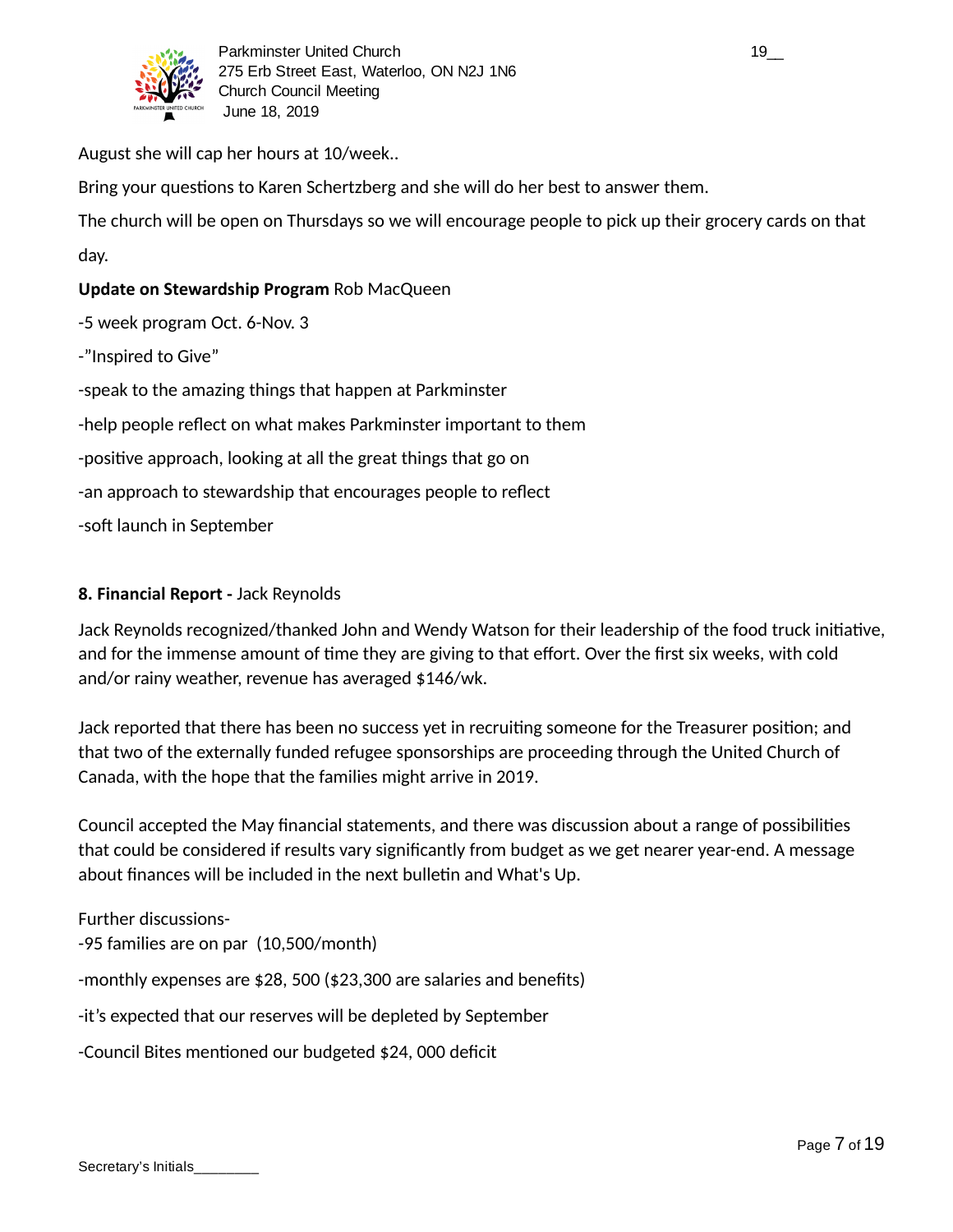August she will cap her hours at 10/week..

Bring your questions to Karen Schertzberg and she will do her best to answer them.

The church will be open on Thursdays so we will encourage people to pick up their grocery cards on that day.

**Update on Stewardship Program** Rob MacQueen

-5 week program Oct. 6-Nov. 3

-"Inspired to Give"

-speak to the amazing things that happen at Parkminster

-help people reflect on what makes Parkminster important to them

-positive approach, looking at all the great things that go on

-an approach to stewardship that encourages people to reflect

-soft launch in September

**8. Financial Report -** Jack Reynolds

Jack Reynolds recognized/thanked John and Wendy Watson for their leadership of the food truck initiative, and for the immense amount of time they are giving to that effort. Over the first six weeks, with cold and/or rainy weather, revenue has averaged $146/wk.

Jack reported that there has been no success yet in recruiting someone for the Treasurer position; and that two of the externally funded refugee sponsorships are proceeding through the United Church of Canada, with the hope that the families might arrive in 2019.

Council accepted the May financial statements, and there was discussion about a range of possibilities that could be considered if results vary significantly from budget as we get nearer year-end. A message about finances will be included in the next bulletin and What's Up.

Further discussions-

-95 families are on par (10,500/month)

-monthly expenses are $28, 500 ($23,300 are salaries and benefits)

-it's expected that our reserves will be depleted by September

-Council Bites mentioned our budgeted $24, 000 deficit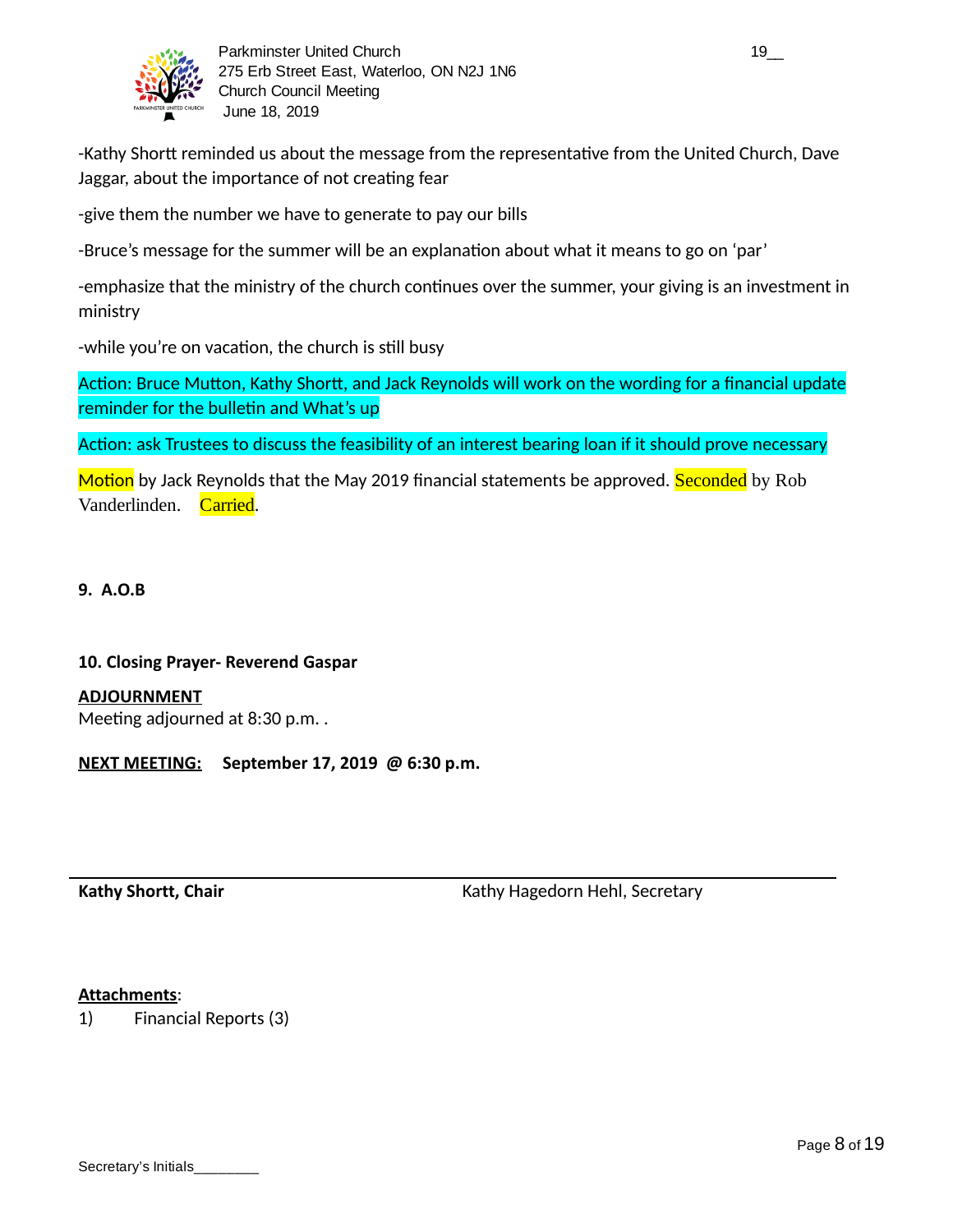-Kathy Shortt reminded us about the message from the representative from the United Church, Dave Jaggar, about the importance of not creating fear

-give them the number we have to generate to pay our bills

-Bruce's message for the summer will be an explanation about what it means to go on 'par'

-emphasize that the ministry of the church continues over the summer, your giving is an investment in ministry

-while you're on vacation, the church is still busy

Action: Bruce Mutton, Kathy Shortt, and Jack Reynolds will work on the wording for a financial update reminder for the bulletin and What's up

Action: ask Trustees to discuss the feasibility of an interest bearing loan if it should prove necessary

Motion by Jack Reynolds that the May 2019 financial statements be approved. Seconded by Rob Vanderlinden. Carried.

**9. A.O.B**

**10. Closing Prayer- Reverend Gaspar**

**ADJOURNMENT**
Meeting adjourned at 8:30 p.m. .

**NEXT MEETING:** **September 17, 2019 @ 6:30 p.m.**

**Kathy Shortt, Chair** Kathy Hagedorn Hehl, Secretary

**Attachments**:
1) Financial Reports (3)

Secretary's Initials________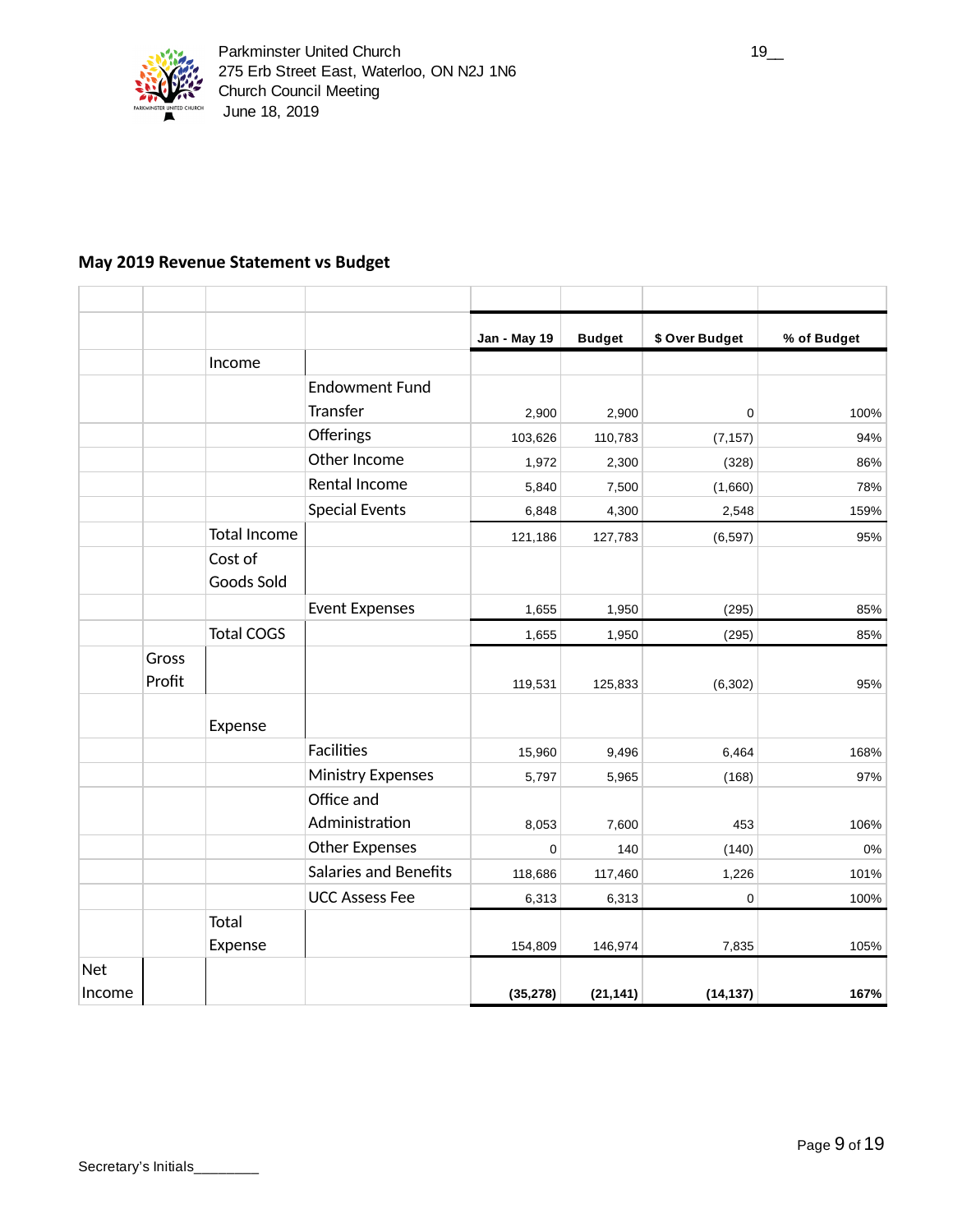Parkminster United Church
275 Erb Street East, Waterloo, ON N2J 1N6
Church Council Meeting
June 18, 2019

19__

## May 2019 Revenue Statement vs Budget

| | | | | Jan - May 19 | Budget | $ Over Budget | % of Budget |
|---|---|---|---|---|---|---|---|
| | | Income | | | | | |
| | | | Endowment Fund Transfer | 2,900 | 2,900 | 0 | 100% |
| | | | Offerings | 103,626 | 110,783 | (7,157) | 94% |
| | | | Other Income | 1,972 | 2,300 | (328) | 86% |
| | | | Rental Income | 5,840 | 7,500 | (1,660) | 78% |
| | | | Special Events | 6,848 | 4,300 | 2,548 | 159% |
| | | Total Income | | 121,186 | 127,783 | (6,597) | 95% |
| | | Cost of Goods Sold | | | | | |
| | | | Event Expenses | 1,655 | 1,950 | (295) | 85% |
| | | Total COGS | | 1,655 | 1,950 | (295) | 85% |
| | Gross Profit | | | 119,531 | 125,833 | (6,302) | 95% |
| | | Expense | | | | | |
| | | | Facilities | 15,960 | 9,496 | 6,464 | 168% |
| | | | Ministry Expenses | 5,797 | 5,965 | (168) | 97% |
| | | | Office and Administration | 8,053 | 7,600 | 453 | 106% |
| | | | Other Expenses | 0 | 140 | (140) | 0% |
| | | | Salaries and Benefits | 118,686 | 117,460 | 1,226 | 101% |
| | | | UCC Assess Fee | 6,313 | 6,313 | 0 | 100% |
| | | Total Expense | | 154,809 | 146,974 | 7,835 | 105% |
| Net Income | | | | **(35,278)** | **(21,141)** | **(14,137)** | **167%** |

Secretary's Initials________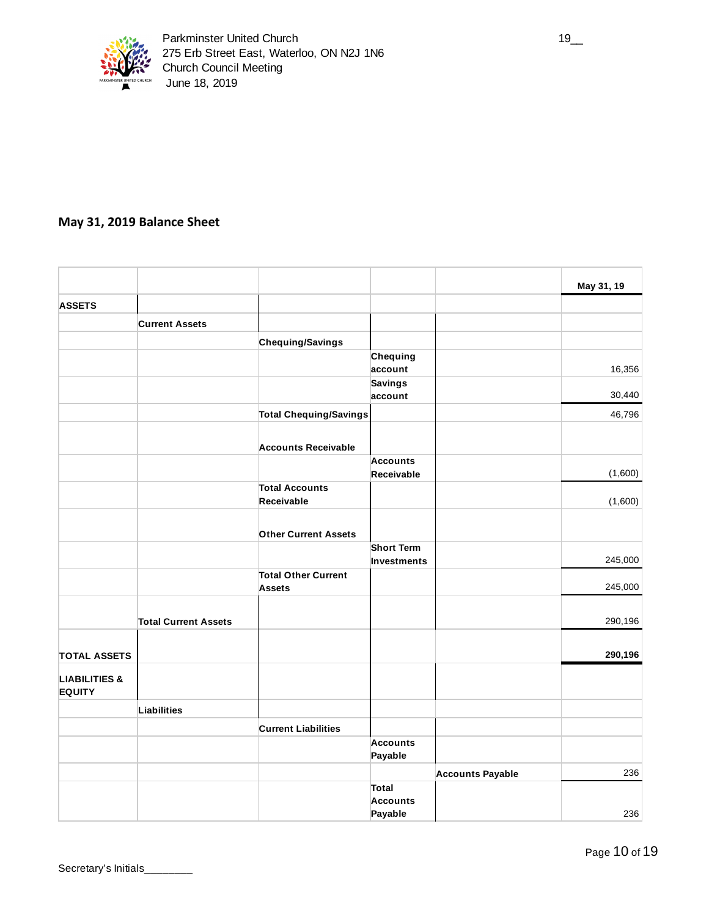Parkminster United Church
275 Erb Street East, Waterloo, ON N2J 1N6
Church Council Meeting
June 18, 2019

## May 31, 2019 Balance Sheet

| | | | | | May 31, 19 |
|---|---|---|---|---|---|
| **ASSETS** | | | | | |
| | **Current Assets** | | | | |
| | | **Chequing/Savings** | | | |
| | | | **Chequing account** | | 16,356 |
| | | | **Savings account** | | 30,440 |
| | | **Total Chequing/Savings** | | | 46,796 |
| | | **Accounts Receivable** | | | |
| | | | **Accounts Receivable** | | (1,600) |
| | | **Total Accounts Receivable** | | | (1,600) |
| | | **Other Current Assets** | | | |
| | | | **Short Term Investments** | | 245,000 |
| | | **Total Other Current Assets** | | | 245,000 |
| | **Total Current Assets** | | | | 290,196 |
| **TOTAL ASSETS** | | | | | **290,196** |
| **LIABILITIES & EQUITY** | | | | | |
| | **Liabilities** | | | | |
| | | **Current Liabilities** | | | |
| | | | **Accounts Payable** | | |
| | | | | **Accounts Payable** | 236 |
| | | | **Total Accounts Payable** | | 236 |

Secretary's Initials________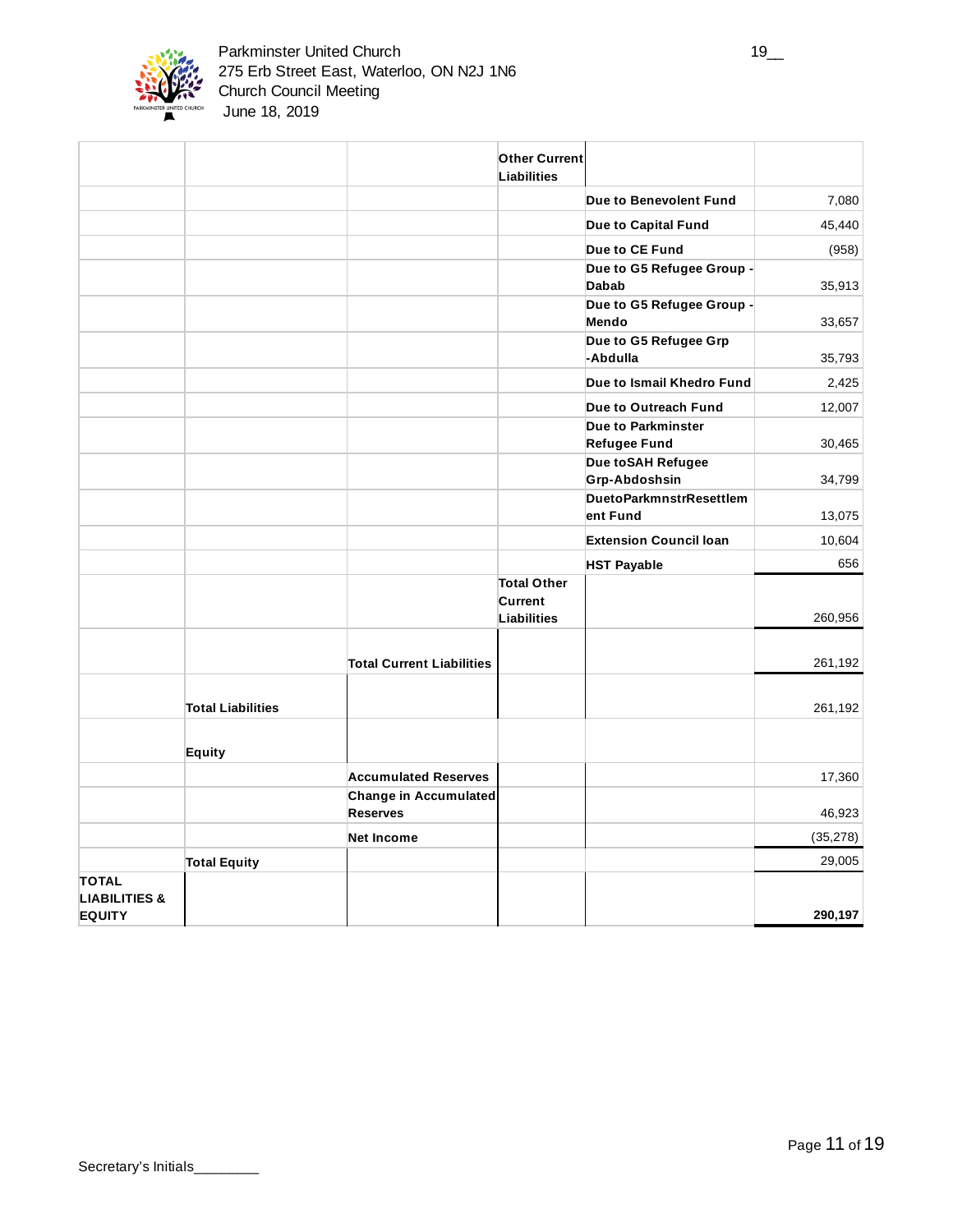| | | | | | |
|---|---|---|---|---|---|
| | | | **Other Current Liabilities** | | |
| | | | | **Due to Benevolent Fund** | 7,080 |
| | | | | **Due to Capital Fund** | 45,440 |
| | | | | **Due to CE Fund** | (958) |
| | | | | **Due to G5 Refugee Group - Dabab** | 35,913 |
| | | | | **Due to G5 Refugee Group - Mendo** | 33,657 |
| | | | | **Due to G5 Refugee Grp -Abdulla** | 35,793 |
| | | | | **Due to Ismail Khedro Fund** | 2,425 |
| | | | | **Due to Outreach Fund** | 12,007 |
| | | | | **Due to Parkminster Refugee Fund** | 30,465 |
| | | | | **Due toSAH Refugee Grp-Abdoshsin** | 34,799 |
| | | | | **DuetoParkmnstrResettlement Fund** | 13,075 |
| | | | | **Extension Council loan** | 10,604 |
| | | | | **HST Payable** | 656 |
| | | | **Total Other Current Liabilities** | | 260,956 |
| | | **Total Current Liabilities** | | | 261,192 |
| | **Total Liabilities** | | | | 261,192 |
| | **Equity** | | | | |
| | | **Accumulated Reserves** | | | 17,360 |
| | | **Change in Accumulated Reserves** | | | 46,923 |
| | | **Net Income** | | | (35,278) |
| | **Total Equity** | | | | 29,005 |
| **TOTAL LIABILITIES & EQUITY** | | | | | **290,197** |

Secretary's Initials________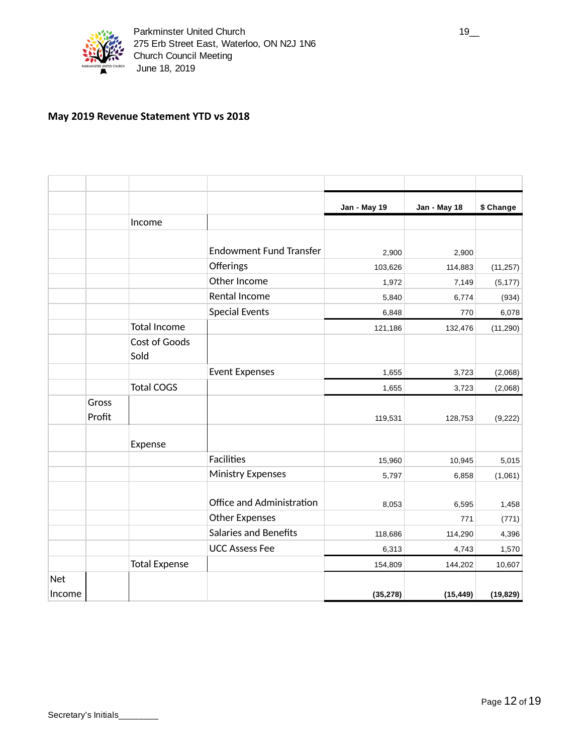Parkminster United Church
275 Erb Street East, Waterloo, ON N2J 1N6
Church Council Meeting
June 18, 2019

## May 2019 Revenue Statement YTD vs 2018

| | | | | Jan - May 19 | Jan - May 18 | $ Change |
|---|---|---|---|---|---|---|
| | | Income | | | | |
| | | | Endowment Fund Transfer | 2,900 | 2,900 | |
| | | | Offerings | 103,626 | 114,883 | (11,257) |
| | | | Other Income | 1,972 | 7,149 | (5,177) |
| | | | Rental Income | 5,840 | 6,774 | (934) |
| | | | Special Events | 6,848 | 770 | 6,078 |
| | | Total Income | | 121,186 | 132,476 | (11,290) |
| | | Cost of Goods Sold | | | | |
| | | | Event Expenses | 1,655 | 3,723 | (2,068) |
| | | Total COGS | | 1,655 | 3,723 | (2,068) |
| | Gross Profit | | | 119,531 | 128,753 | (9,222) |
| | | Expense | | | | |
| | | | Facilities | 15,960 | 10,945 | 5,015 |
| | | | Ministry Expenses | 5,797 | 6,858 | (1,061) |
| | | | Office and Administration | 8,053 | 6,595 | 1,458 |
| | | | Other Expenses | | 771 | (771) |
| | | | Salaries and Benefits | 118,686 | 114,290 | 4,396 |
| | | | UCC Assess Fee | 6,313 | 4,743 | 1,570 |
| | | Total Expense | | 154,809 | 144,202 | 10,607 |
| Net Income | | | | **(35,278)** | **(15,449)** | **(19,829)** |

Secretary's Initials________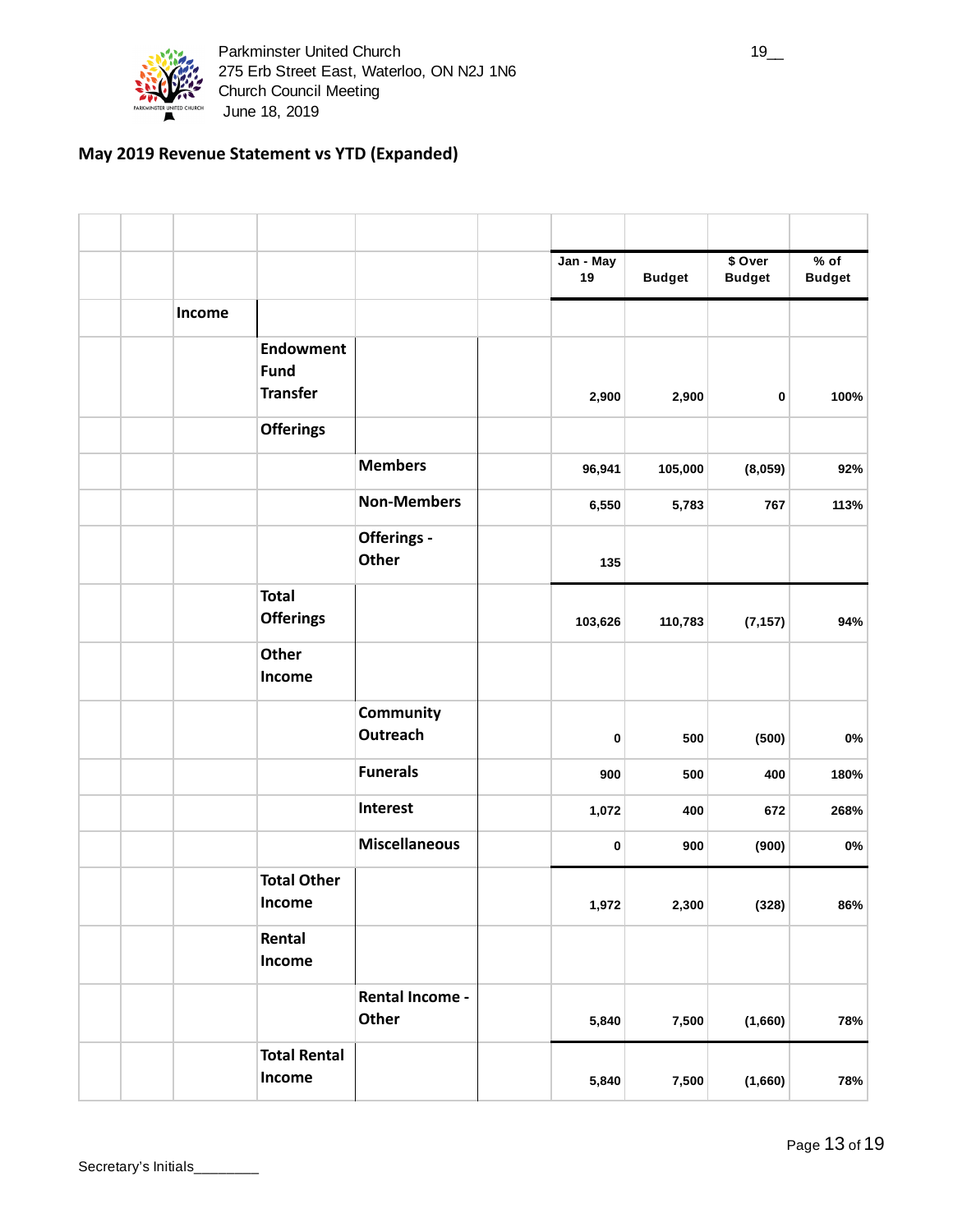Parkminster United Church
275 Erb Street East, Waterloo, ON N2J 1N6
Church Council Meeting
June 18, 2019

19__

## May 2019 Revenue Statement vs YTD (Expanded)

| | | | | | Jan - May 19 | Budget | $ Over Budget | % of Budget |
|---|---|---|---|---|---|---|---|---|
| | | Income | | | | | | |
| | | | Endowment Fund Transfer | | 2,900 | 2,900 | 0 | 100% |
| | | | Offerings | | | | | |
| | | | | Members | 96,941 | 105,000 | (8,059) | 92% |
| | | | | Non-Members | 6,550 | 5,783 | 767 | 113% |
| | | | | Offerings - Other | 135 | | | |
| | | | Total Offerings | | 103,626 | 110,783 | (7,157) | 94% |
| | | | Other Income | | | | | |
| | | | | Community Outreach | 0 | 500 | (500) | 0% |
| | | | | Funerals | 900 | 500 | 400 | 180% |
| | | | | Interest | 1,072 | 400 | 672 | 268% |
| | | | | Miscellaneous | 0 | 900 | (900) | 0% |
| | | | Total Other Income | | 1,972 | 2,300 | (328) | 86% |
| | | | Rental Income | | | | | |
| | | | | Rental Income - Other | 5,840 | 7,500 | (1,660) | 78% |
| | | | Total Rental Income | | 5,840 | 7,500 | (1,660) | 78% |

Secretary's Initials________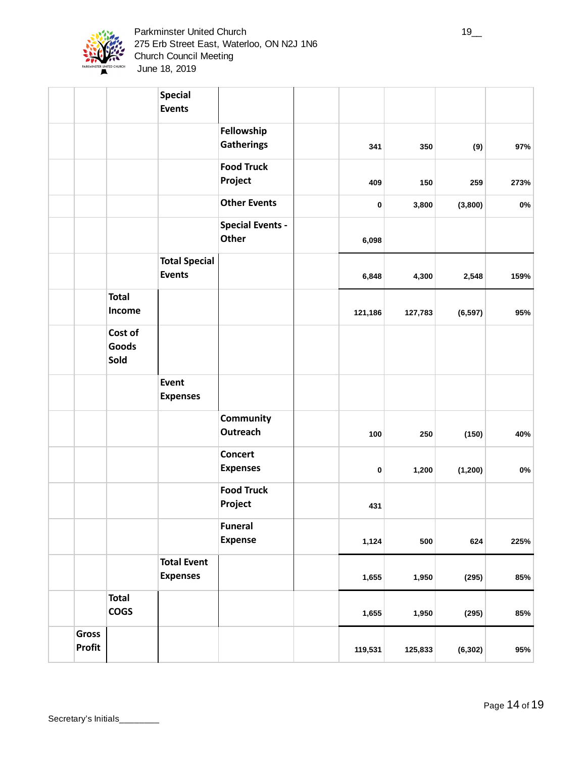Parkminster United Church
275 Erb Street East, Waterloo, ON N2J 1N6
Church Council Meeting
June 18, 2019

| | | | | | | | | |
|---|---|---|---|---|---|---|---|---|
| | | **Special Events** | | | | | | |
| | | | **Fellowship Gatherings** | | 341 | 350 | (9) | 97% |
| | | | **Food Truck Project** | | 409 | 150 | 259 | 273% |
| | | | **Other Events** | | 0 | 3,800 | (3,800) | 0% |
| | | | **Special Events - Other** | | 6,098 | | | |
| | | **Total Special Events** | | | 6,848 | 4,300 | 2,548 | 159% |
| | **Total Income** | | | | 121,186 | 127,783 | (6,597) | 95% |
| | **Cost of Goods Sold** | | | | | | | |
| | | **Event Expenses** | | | | | | |
| | | | **Community Outreach** | | 100 | 250 | (150) | 40% |
| | | | **Concert Expenses** | | 0 | 1,200 | (1,200) | 0% |
| | | | **Food Truck Project** | | 431 | | | |
| | | | **Funeral Expense** | | 1,124 | 500 | 624 | 225% |
| | | **Total Event Expenses** | | | 1,655 | 1,950 | (295) | 85% |
| | **Total COGS** | | | | 1,655 | 1,950 | (295) | 85% |
| **Gross Profit** | | | | | 119,531 | 125,833 | (6,302) | 95% |

Secretary's Initials________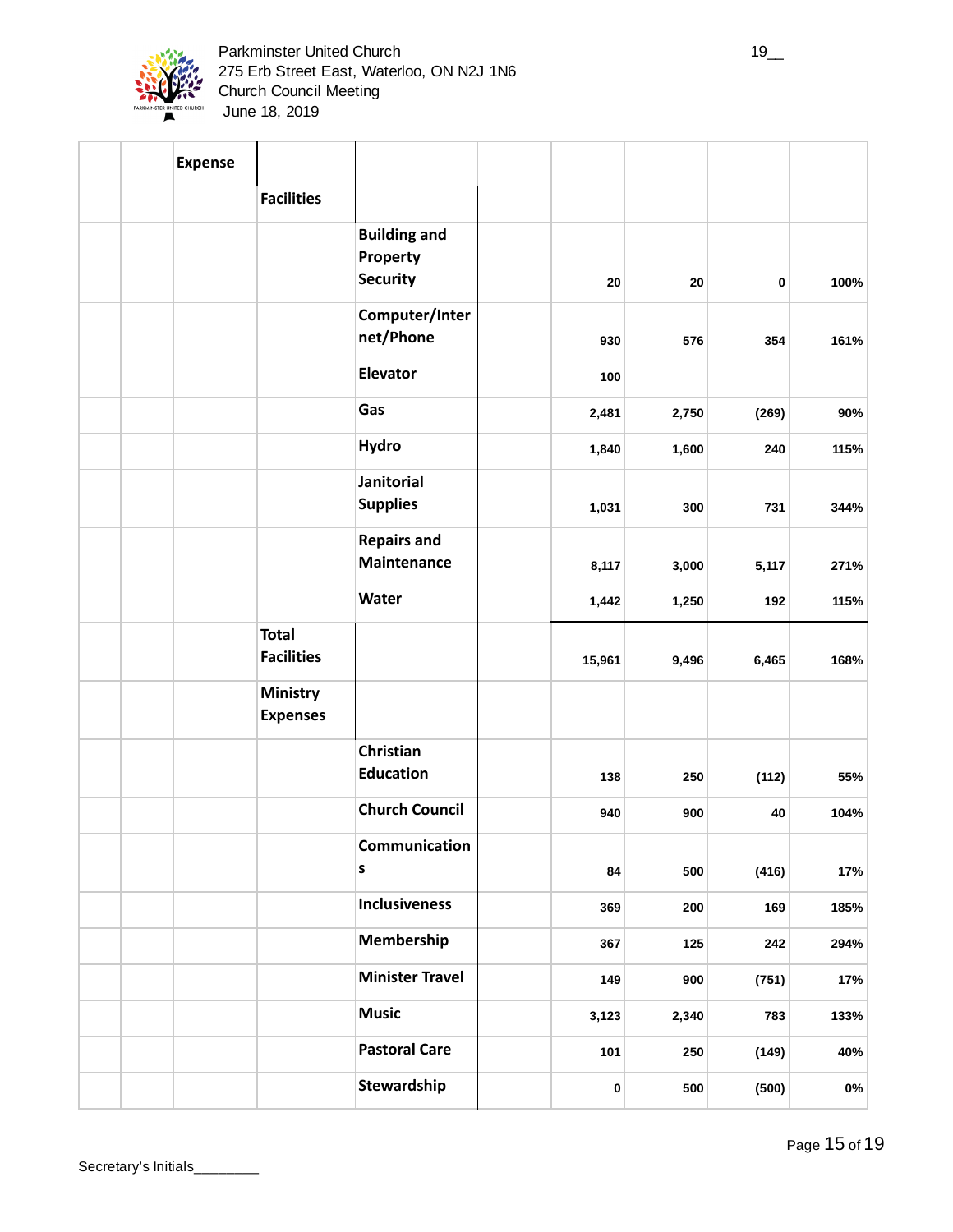| | | | | | | | | |
|---|---|---|---|---|---|---|---|---|
| | | **Expense** | | | | | | |
| | | | **Facilities** | | | | | |
| | | | | **Building and Property Security** | 20 | 20 | 0 | 100% |
| | | | | **Computer/Internet/Phone** | 930 | 576 | 354 | 161% |
| | | | | **Elevator** | 100 | | | |
| | | | | **Gas** | 2,481 | 2,750 | (269) | 90% |
| | | | | **Hydro** | 1,840 | 1,600 | 240 | 115% |
| | | | | **Janitorial Supplies** | 1,031 | 300 | 731 | 344% |
| | | | | **Repairs and Maintenance** | 8,117 | 3,000 | 5,117 | 271% |
| | | | | **Water** | 1,442 | 1,250 | 192 | 115% |
| | | | **Total Facilities** | | 15,961 | 9,496 | 6,465 | 168% |
| | | | **Ministry Expenses** | | | | | |
| | | | | **Christian Education** | 138 | 250 | (112) | 55% |
| | | | | **Church Council** | 940 | 900 | 40 | 104% |
| | | | | **Communications** | 84 | 500 | (416) | 17% |
| | | | | **Inclusiveness** | 369 | 200 | 169 | 185% |
| | | | | **Membership** | 367 | 125 | 242 | 294% |
| | | | | **Minister Travel** | 149 | 900 | (751) | 17% |
| | | | | **Music** | 3,123 | 2,340 | 783 | 133% |
| | | | | **Pastoral Care** | 101 | 250 | (149) | 40% |
| | | | | **Stewardship** | 0 | 500 | (500) | 0% |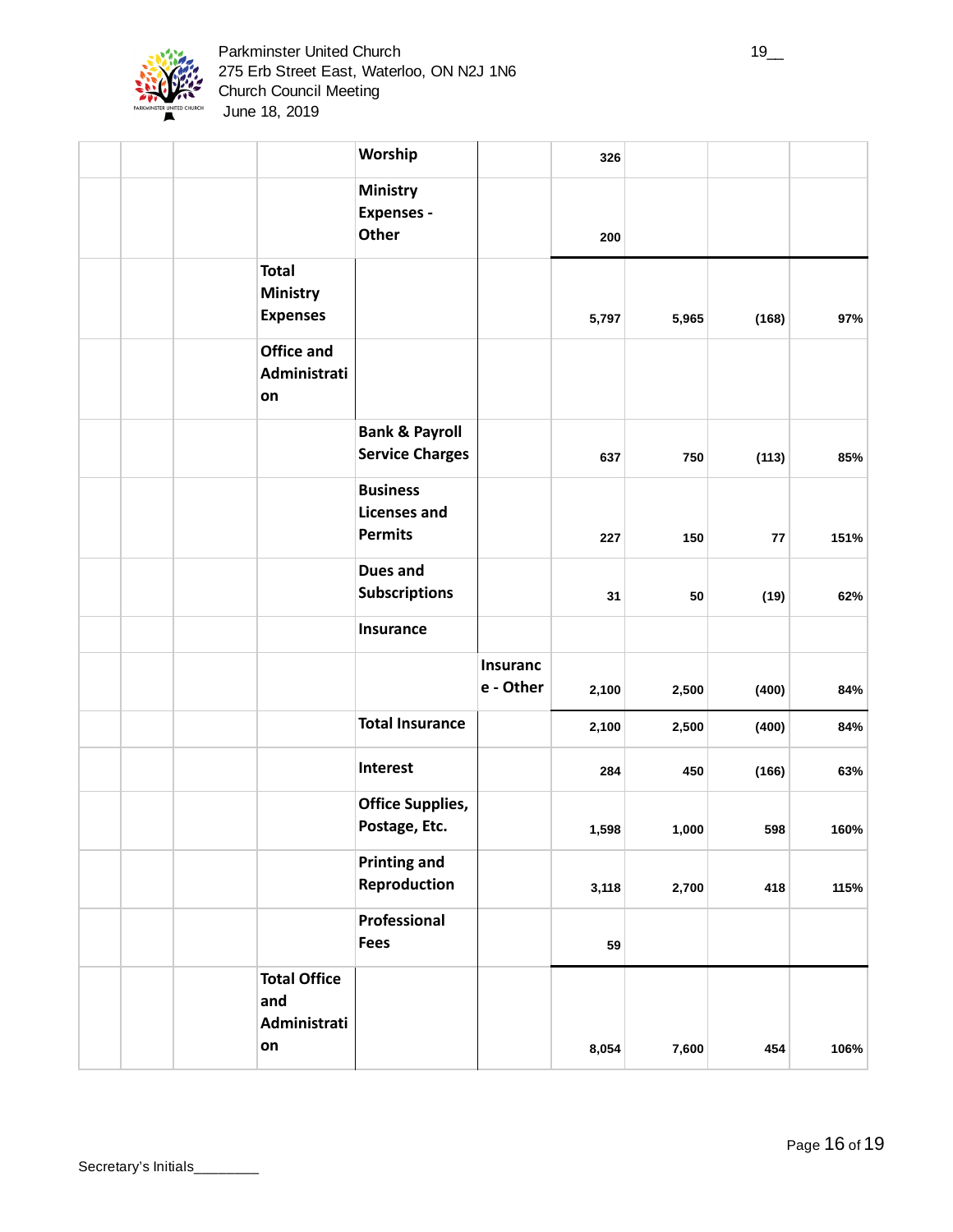| | | | | | | | | |
|---|---|---|---|---|---|---|---|---|
| | | | **Worship** | | 326 | | | |
| | | | **Ministry Expenses - Other** | | 200 | | | |
| | | **Total Ministry Expenses** | | | 5,797 | 5,965 | (168) | 97% |
| | | **Office and Administration** | | | | | | |
| | | | **Bank & Payroll Service Charges** | | 637 | 750 | (113) | 85% |
| | | | **Business Licenses and Permits** | | 227 | 150 | 77 | 151% |
| | | | **Dues and Subscriptions** | | 31 | 50 | (19) | 62% |
| | | | **Insurance** | | | | | |
| | | | | **Insurance - Other** | 2,100 | 2,500 | (400) | 84% |
| | | | **Total Insurance** | | 2,100 | 2,500 | (400) | 84% |
| | | | **Interest** | | 284 | 450 | (166) | 63% |
| | | | **Office Supplies, Postage, Etc.** | | 1,598 | 1,000 | 598 | 160% |
| | | | **Printing and Reproduction** | | 3,118 | 2,700 | 418 | 115% |
| | | | **Professional Fees** | | 59 | | | |
| | | **Total Office and Administration** | | | 8,054 | 7,600 | 454 | 106% |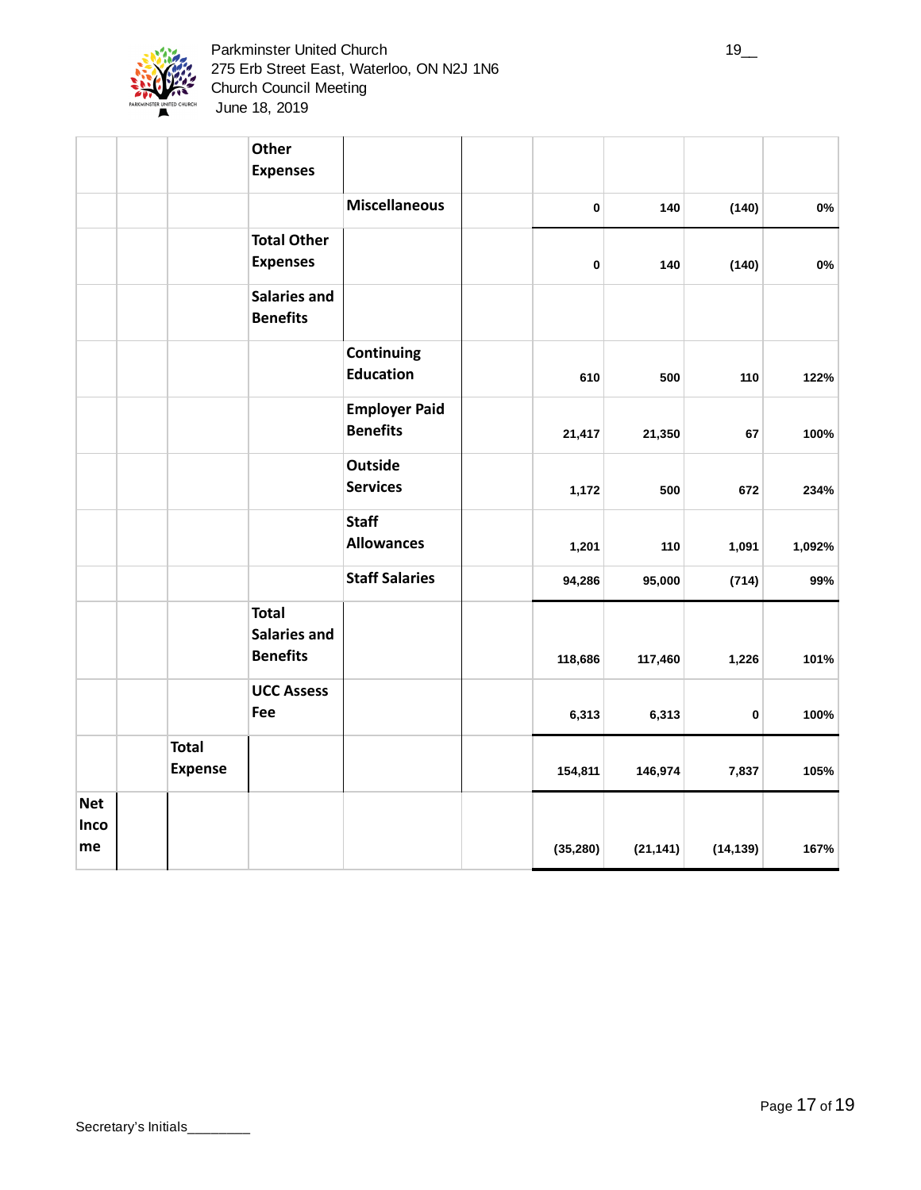Parkminster United Church
275 Erb Street East, Waterloo, ON N2J 1N6
Church Council Meeting
June 18, 2019

| | | | | | | | | |
|---|---|---|---|---|---|---|---|---|
| | | | **Other Expenses** | | | | | |
| | | | | **Miscellaneous** | **0** | **140** | **(140)** | **0%** |
| | | | **Total Other Expenses** | | **0** | **140** | **(140)** | **0%** |
| | | | **Salaries and Benefits** | | | | | |
| | | | | **Continuing Education** | **610** | **500** | **110** | **122%** |
| | | | | **Employer Paid Benefits** | **21,417** | **21,350** | **67** | **100%** |
| | | | | **Outside Services** | **1,172** | **500** | **672** | **234%** |
| | | | | **Staff Allowances** | **1,201** | **110** | **1,091** | **1,092%** |
| | | | | **Staff Salaries** | **94,286** | **95,000** | **(714)** | **99%** |
| | | | **Total Salaries and Benefits** | | **118,686** | **117,460** | **1,226** | **101%** |
| | | | **UCC Assess Fee** | | **6,313** | **6,313** | **0** | **100%** |
| | | **Total Expense** | | | **154,811** | **146,974** | **7,837** | **105%** |
| **Net Income** | | | | | **(35,280)** | **(21,141)** | **(14,139)** | **167%** |

Secretary's Initials________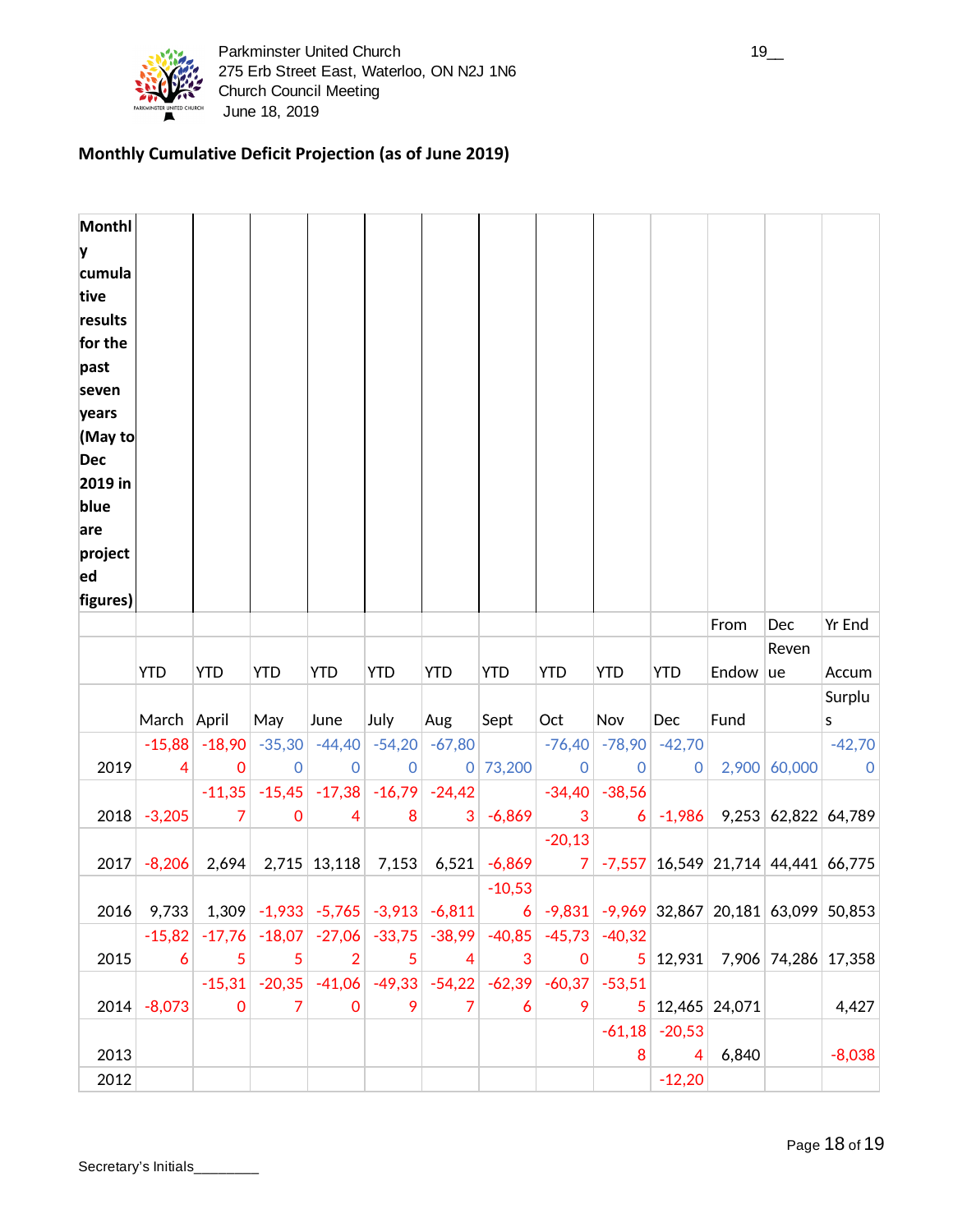Parkminster United Church
275 Erb Street East, Waterloo, ON N2J 1N6
Church Council Meeting
June 18, 2019

19__

**Monthly Cumulative Deficit Projection (as of June 2019)**

| **Monthly cumulative results for the past seven years (May to Dec 2019 in blue are projected figures)** | | | | | | | | | | | | | |
|---|---|---|---|---|---|---|---|---|---|---|---|---|---|
| | | | | | | | | | | | From | Dec | Yr End |
| | YTD | YTD | YTD | YTD | YTD | YTD | YTD | YTD | YTD | YTD | Endow | Revenue | Accum |
| | March | April | May | June | July | Aug | Sept | Oct | Nov | Dec | Fund | | Surplus |
| 2019 | -15,884 | -18,900 | -35,300 | -44,400 | -54,200 | -67,800 | 73,200 | -76,400 | -78,900 | -42,700 | 2,900 | 60,000 | -42,700 |
| 2018 | -3,205 | -11,357 | -15,450 | -17,384 | -16,798 | -24,423 | -6,869 | -34,403 | -38,566 | -1,986 | 9,253 | 62,822 | 64,789 |
| 2017 | -8,206 | 2,694 | 2,715 | 13,118 | 7,153 | 6,521 | -6,869 | -20,137 | -7,557 | 16,549 | 21,714 | 44,441 | 66,775 |
| 2016 | 9,733 | 1,309 | -1,933 | -5,765 | -3,913 | -6,811 | -10,536 | -9,831 | -9,969 | 32,867 | 20,181 | 63,099 | 50,853 |
| 2015 | -15,826 | -17,765 | -18,075 | -27,062 | -33,755 | -38,994 | -40,853 | -45,730 | -40,325 | 12,931 | 7,906 | 74,286 | 17,358 |
| 2014 | -8,073 | -15,310 | -20,357 | -41,060 | -49,339 | -54,227 | -62,396 | -60,379 | -53,515 | 12,465 | 24,071 | | 4,427 |
| 2013 | | | | | | | | | -61,188 | -20,534 | 6,840 | | -8,038 |
| 2012 | | | | | | | | | | -12,20 | | | |

Secretary's Initials________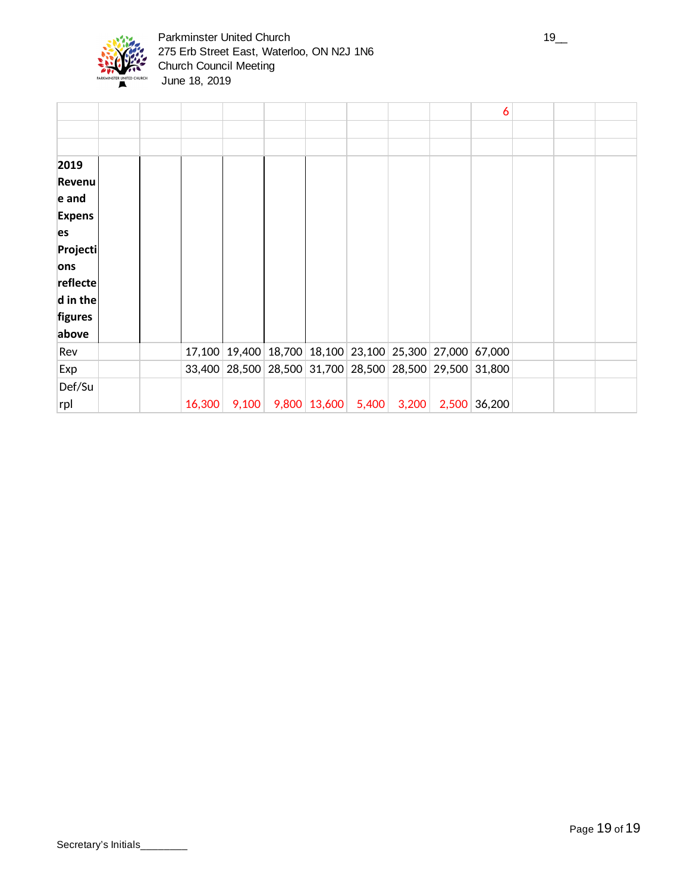| | | | | | | | | | | | | | |
|---|---|---|---|---|---|---|---|---|---|---|---|---|---|
| | | | | | | | | | | 6 | | | |
| | | | | | | | | | | | | | |
| | | | | | | | | | | | | | |
| **2019 Revenue and Expenses Projections reflected in the figures above** | | | | | | | | | | | | | |
| Rev | | | 17,100 | 19,400 | 18,700 | 18,100 | 23,100 | 25,300 | 27,000 | 67,000 | | | |
| Exp | | | 33,400 | 28,500 | 28,500 | 31,700 | 28,500 | 28,500 | 29,500 | 31,800 | | | |
| Def/Surpl | | | 16,300 | 9,100 | 9,800 | 13,600 | 5,400 | 3,200 | 2,500 | 36,200 | | | |